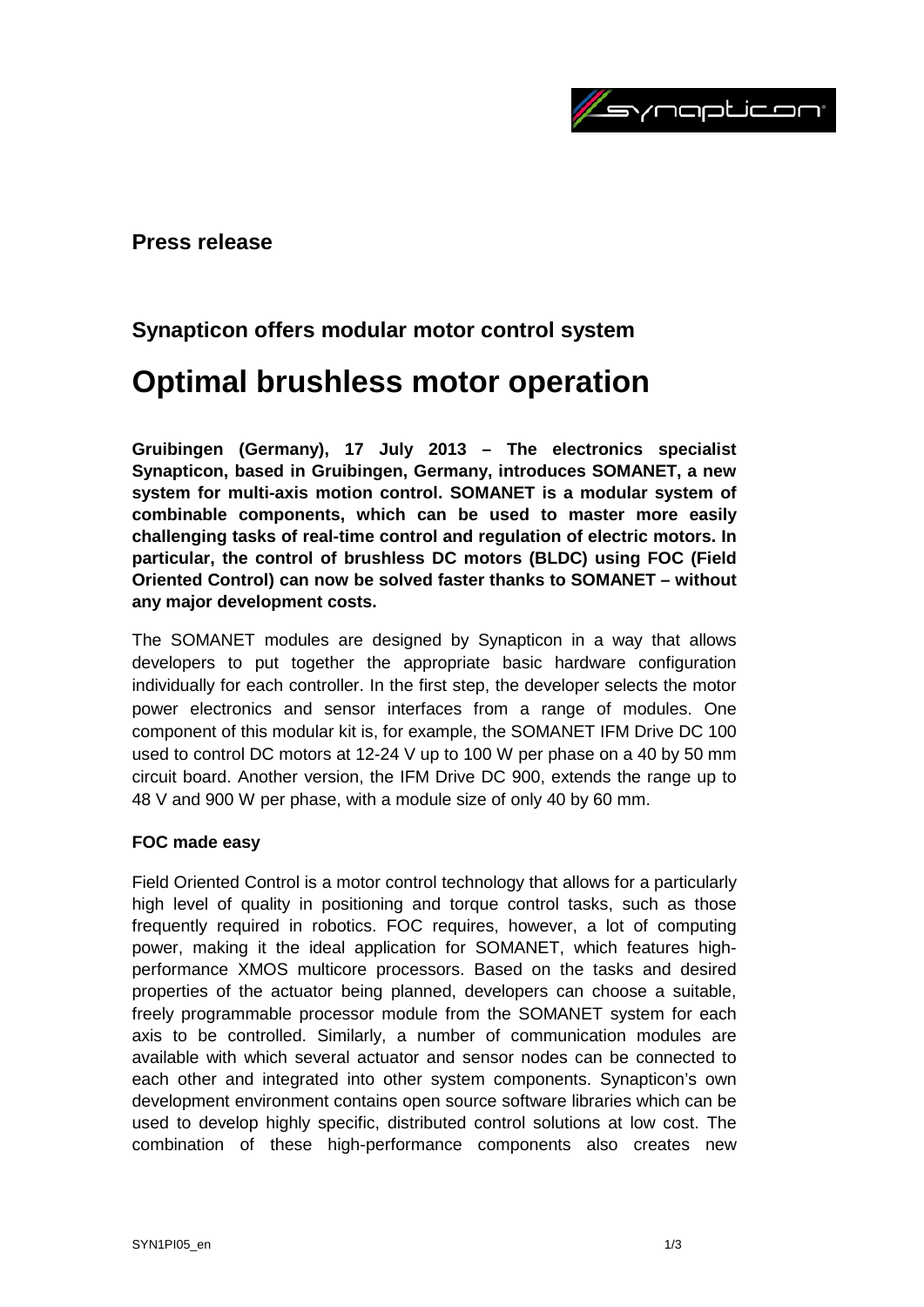**Press release**

## Synapticon offers modular motor control system

# Optimal brushless motor operation

**Gruibingen (Germany), 17 July 2013 – The electronics specialist Synapticon, based in Gruibingen, Germany, introduces SOMANET, a new system for multi-axis motion control. SOMANET is a modular system of combinable components, which can be used to master more easily challenging tasks of real-time control and regulation of electric motors. In particular, the control of brushless DC motors (BLDC) using FOC (Field Oriented Control) can now be solved faster thanks to SOMANET – without any major development costs.**

The SOMANET modules are designed by Synapticon in a way that allows developers to put together the appropriate basic hardware configuration individually for each controller. In the first step, the developer selects the motor power electronics and sensor interfaces from a range of modules. One component of this modular kit is, for example, the SOMANET IFM Drive DC 100 used to control DC motors at 12-24 V up to 100 W per phase on a 40 by 50 mm circuit board. Another version, the IFM Drive DC 900, extends the range up to 48 V and 900 W per phase, with a module size of only 40 by 60 mm.

**FOC made easy**

Field Oriented Control is a motor control technology that allows for a particularly high level of quality in positioning and torque control tasks, such as those frequently required in robotics. FOC requires, however, a lot of computing power, making it the ideal application for SOMANET, which features high-performance XMOS multicore processors. Based on the tasks and desired properties of the actuator being planned, developers can choose a suitable, freely programmable processor module from the SOMANET system for each axis to be controlled. Similarly, a number of communication modules are available with which several actuator and sensor nodes can be connected to each other and integrated into other system components. Synapticon's own development environment contains open source software libraries which can be used to develop highly specific, distributed control solutions at low cost. The combination of these high-performance components also creates new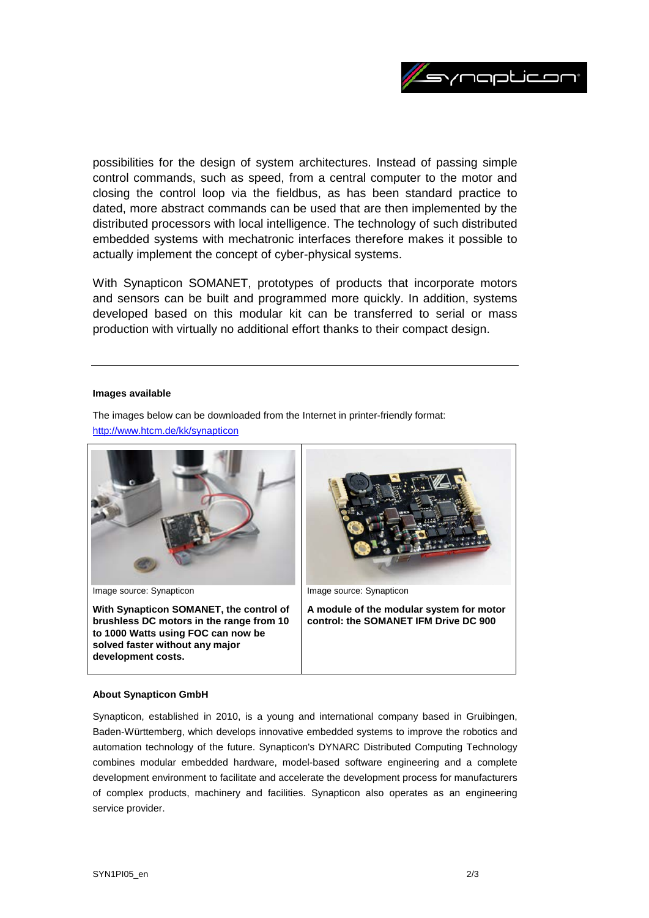possibilities for the design of system architectures. Instead of passing simple control commands, such as speed, from a central computer to the motor and closing the control loop via the fieldbus, as has been standard practice to dated, more abstract commands can be used that are then implemented by the distributed processors with local intelligence. The technology of such distributed embedded systems with mechatronic interfaces therefore makes it possible to actually implement the concept of cyber-physical systems.

With Synapticon SOMANET, prototypes of products that incorporate motors and sensors can be built and programmed more quickly. In addition, systems developed based on this modular kit can be transferred to serial or mass production with virtually no additional effort thanks to their compact design.

---

**Images available**

The images below can be downloaded from the Internet in printer-friendly format:
http://www.htcm.de/kk/synapticon

| | |
|---|---|
| Image source: Synapticon | Image source: Synapticon |
| **With Synapticon SOMANET, the control of brushless DC motors in the range from 10 to 1000 Watts using FOC can now be solved faster without any major development costs.** | **A module of the modular system for motor control: the SOMANET IFM Drive DC 900** |

**About Synapticon GmbH**

Synapticon, established in 2010, is a young and international company based in Gruibingen, Baden-Württemberg, which develops innovative embedded systems to improve the robotics and automation technology of the future. Synapticon's DYNARC Distributed Computing Technology combines modular embedded hardware, model-based software engineering and a complete development environment to facilitate and accelerate the development process for manufacturers of complex products, machinery and facilities. Synapticon also operates as an engineering service provider.

SYN1PI05_en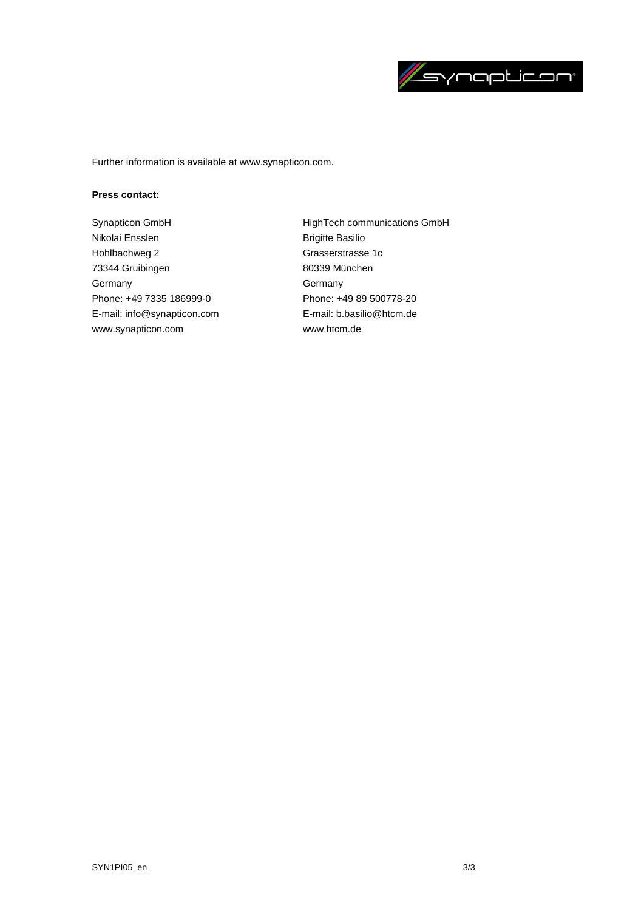Further information is available at www.synapticon.com.

**Press contact:**

Synapticon GmbH
Nikolai Ensslen
Hohlbachweg 2
73344 Gruibingen
Germany
Phone: +49 7335 186999-0
E-mail: info@synapticon.com
www.synapticon.com

HighTech communications GmbH
Brigitte Basilio
Grasserstrasse 1c
80339 München
Germany
Phone: +49 89 500778-20
E-mail: b.basilio@htcm.de
www.htcm.de